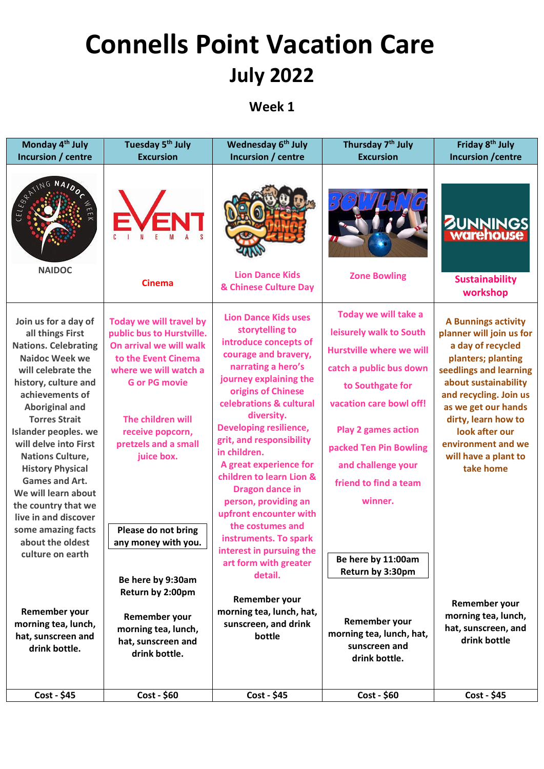# Connells Point Vacation Care

## July 2022

### Week 1

| Monday 4th July<br>Incursion / centre | Tuesday 5th July<br>Excursion | Wednesday 6th July<br>Incursion / centre | Thursday 7th July<br>Excursion | Friday 8th July<br>Incursion /centre |
|---|---|---|---|---|
| NAIDOC | Cinema | Lion Dance Kids<br>& Chinese Culture Day | Zone Bowling | Sustainability workshop |
| Join us for a day of all things First Nations. Celebrating Naidoc Week we will celebrate the history, culture and achievements of Aboriginal and Torres Strait Islander peoples. we will delve into First Nations Culture, History Physical Games and Art. We will learn about the country that we live in and discover some amazing facts about the oldest culture on earth<br><br>Remember your morning tea, lunch, hat, sunscreen and drink bottle. | Today we will travel by public bus to Hurstville. On arrival we will walk to the Event Cinema where we will watch a G or PG movie<br><br>The children will receive popcorn, pretzels and a small juice box.<br><br>Please do not bring any money with you.<br><br>Be here by 9:30am<br>Return by 2:00pm<br><br>Remember your morning tea, lunch, hat, sunscreen and drink bottle. | Lion Dance Kids uses storytelling to introduce concepts of courage and bravery, narrating a hero's journey explaining the origins of Chinese celebrations & cultural diversity. Developing resilience, grit, and responsibility in children. A great experience for children to learn Lion & Dragon dance in person, providing an upfront encounter with the costumes and instruments. To spark interest in pursuing the art form with greater detail.<br><br>Remember your morning tea, lunch, hat, sunscreen, and drink bottle | Today we will take a leisurely walk to South Hurstville where we will catch a public bus down to Southgate for vacation care bowl off!<br><br>Play 2 games action packed Ten Pin Bowling and challenge your friend to find a team winner.<br><br>Be here by 11:00am<br>Return by 3:30pm<br><br>Remember your morning tea, lunch, hat, sunscreen and drink bottle. | A Bunnings activity planner will join us for a day of recycled planters; planting seedlings and learning about sustainability and recycling. Join us as we get our hands dirty, learn how to look after our environment and we will have a plant to take home<br><br>Remember your morning tea, lunch, hat, sunscreen, and drink bottle |
| Cost - $45 | Cost - $60 | Cost - $45 | Cost - $60 | Cost - $45 |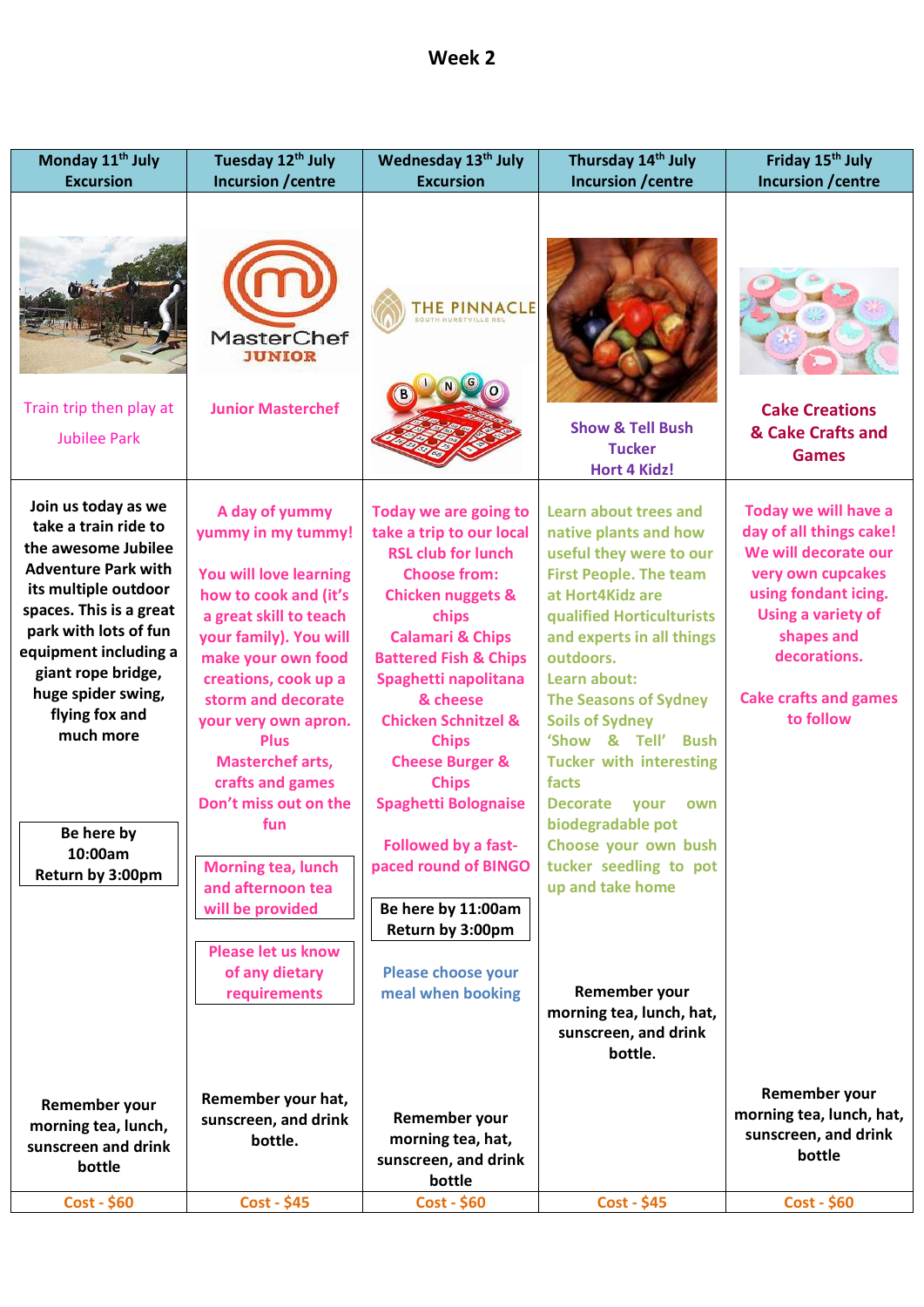# Week 2

| Monday 11th July Excursion | Tuesday 12th July Incursion /centre | Wednesday 13th July Excursion | Thursday 14th July Incursion /centre | Friday 15th July Incursion /centre |
|---|---|---|---|---|
| Train trip then play at Jubilee Park | MasterChef JUNIOR<br>Junior Masterchef | THE PINNACLE SOUTH HURSTVILLE RSL<br>BINGO | Show & Tell Bush Tucker<br>Hort 4 Kidz! | Cake Creations & Cake Crafts and Games |
| Join us today as we take a train ride to the awesome Jubilee Adventure Park with its multiple outdoor spaces. This is a great park with lots of fun equipment including a giant rope bridge, huge spider swing, flying fox and much more<br><br>Be here by 10:00am<br>Return by 3:00pm<br><br>Remember your morning tea, lunch, sunscreen and drink bottle | A day of yummy yummy in my tummy!<br><br>You will love learning how to cook and (it's a great skill to teach your family). You will make your own food creations, cook up a storm and decorate your very own apron.<br>Plus<br>Masterchef arts, crafts and games<br>Don't miss out on the fun<br><br>Morning tea, lunch and afternoon tea will be provided<br><br>Please let us know of any dietary requirements<br><br>Remember your hat, sunscreen, and drink bottle. | Today we are going to take a trip to our local RSL club for lunch<br>Choose from:<br>Chicken nuggets & chips<br>Calamari & Chips<br>Battered Fish & Chips<br>Spaghetti napolitana & cheese<br>Chicken Schnitzel & Chips<br>Cheese Burger & Chips<br>Spaghetti Bolognaise<br><br>Followed by a fast-paced round of BINGO<br><br>Be here by 11:00am<br>Return by 3:00pm<br><br>Please choose your meal when booking<br><br>Remember your morning tea, hat, sunscreen, and drink bottle | Learn about trees and native plants and how useful they were to our First People. The team at Hort4Kidz are qualified Horticulturists and experts in all things outdoors.<br>Learn about:<br>The Seasons of Sydney<br>Soils of Sydney<br>'Show & Tell' Bush Tucker with interesting facts<br>Decorate your own biodegradable pot<br>Choose your own bush tucker seedling to pot up and take home<br><br>Remember your morning tea, lunch, hat, sunscreen, and drink bottle. | Today we will have a day of all things cake!<br>We will decorate our very own cupcakes using fondant icing.<br>Using a variety of shapes and decorations.<br><br>Cake crafts and games to follow<br><br>Remember your morning tea, lunch, hat, sunscreen, and drink bottle |
| Cost - $60 | Cost - $45 | Cost - $60 | Cost - $45 | Cost - $60 |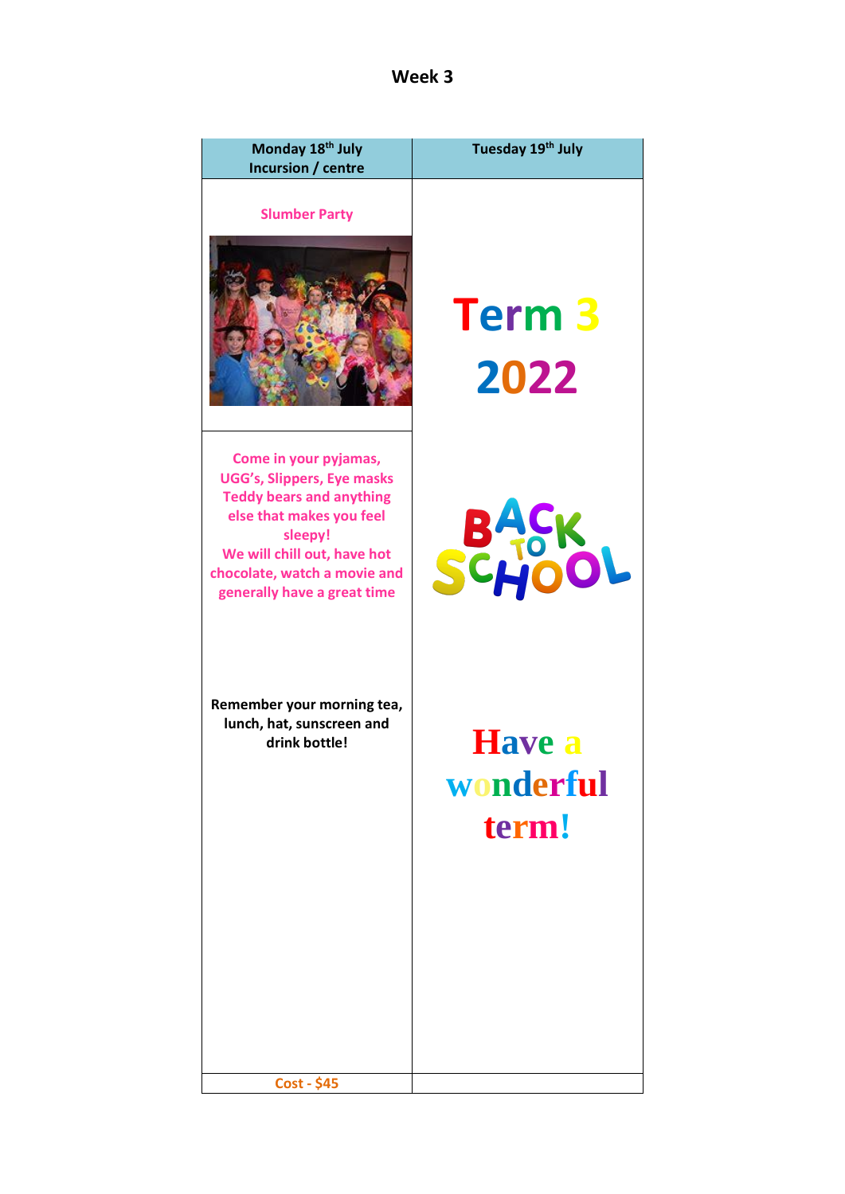# Week 3

| Monday 18th July Incursion / centre | Tuesday 19th July |
|---|---|
| Slumber Party | Term 3 2022 |
| Come in your pyjamas, UGG's, Slippers, Eye masks Teddy bears and anything else that makes you feel sleepy! We will chill out, have hot chocolate, watch a movie and generally have a great time | BACK TO SCHOOL |
| Remember your morning tea, lunch, hat, sunscreen and drink bottle! | Have a wonderful term! |
| Cost - $45 | |